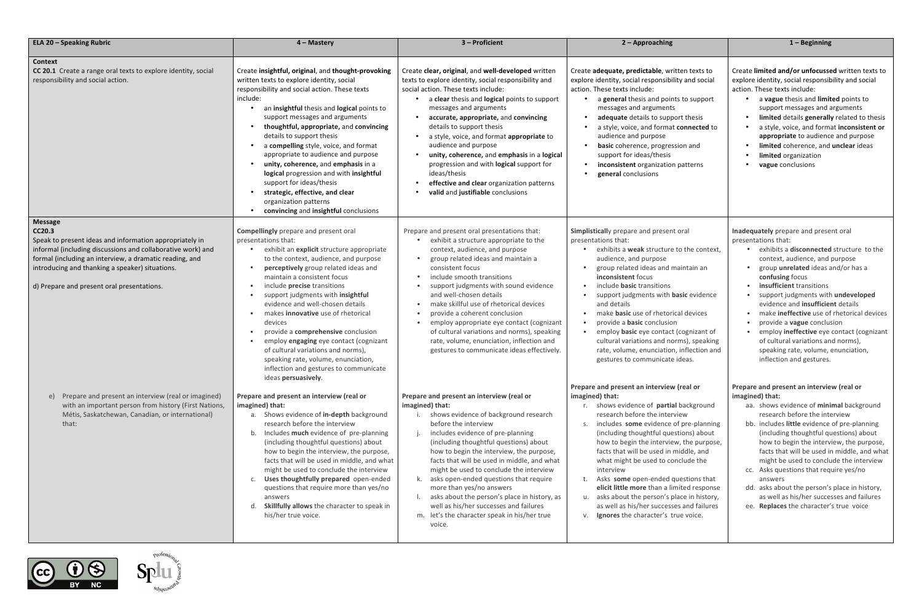| ELA 20 – Speaking Rubric | 4 – Mastery | 3 – Proficient | 2 – Approaching | 1 – Beginning |
|---|---|---|---|---|
| **Context**<br>**CC 20.1** Create a range oral texts to explore identity, social responsibility and social action. | Create **insightful, original**, and **thought-provoking** written texts to explore identity, social responsibility and social action. These texts include:<br>• an **insightful** thesis and **logical** points to support messages and arguments<br>• **thoughtful, appropriate,** and **convincing** details to support thesis<br>• a **compelling** style, voice, and format appropriate to audience and purpose<br>• **unity, coherence,** and **emphasis** in a **logical** progression and with **insightful** support for ideas/thesis<br>• **strategic, effective, and clear** organization patterns<br>• **convincing** and **insightful** conclusions | Create **clear, original**, and **well-developed** written texts to explore identity, social responsibility and social action. These texts include:<br>• a **clear** thesis and **logical** points to support messages and arguments<br>• **accurate, appropriate,** and **convincing** details to support thesis<br>• a style, voice, and format **appropriate** to audience and purpose<br>• **unity, coherence,** and **emphasis** in a **logical** progression and with **logical** support for ideas/thesis<br>• **effective and clear** organization patterns<br>• **valid** and **justifiable** conclusions | Create **adequate, predictable**, written texts to explore identity, social responsibility and social action. These texts include:<br>• a **general** thesis and points to support messages and arguments<br>• **adequate** details to support thesis<br>• a style, voice, and format **connected** to audience and purpose<br>• **basic** coherence, progression and support for ideas/thesis<br>• **inconsistent** organization patterns<br>• **general** conclusions | Create **limited and/or unfocussed** written texts to explore identity, social responsibility and social action. These texts include:<br>• a **vague** thesis and **limited** points to support messages and arguments<br>• **limited** details **generally** related to thesis<br>• a style, voice, and format **inconsistent or appropriate** to audience and purpose<br>• **limited** coherence, and **unclear** ideas<br>• **limited** organization<br>• **vague** conclusions |
| **Message**<br>**CC20.3**<br>Speak to present ideas and information appropriately in informal (including discussions and collaborative work) and formal (including an interview, a dramatic reading, and introducing and thanking a speaker) situations.<br><br>d) Prepare and present oral presentations. | **Compellingly** prepare and present oral presentations that:<br>• exhibit an **explicit** structure appropriate to the context, audience, and purpose<br>• **perceptively** group related ideas and maintain a consistent focus<br>• include **precise** transitions<br>• support judgments with **insightful** evidence and well-chosen details<br>• makes **innovative** use of rhetorical devices<br>• provide a **comprehensive** conclusion<br>• employ **engaging** eye contact (cognizant of cultural variations and norms), speaking rate, volume, enunciation, inflection and gestures to communicate ideas **persuasively**. | Prepare and present oral presentations that:<br>• exhibit a structure appropriate to the context, audience, and purpose<br>• group related ideas and maintain a consistent focus<br>• include smooth transitions<br>• support judgments with sound evidence and well-chosen details<br>• make skillful use of rhetorical devices<br>• provide a coherent conclusion<br>• employ appropriate eye contact (cognizant of cultural variations and norms), speaking rate, volume, enunciation, inflection and gestures to communicate ideas effectively. | **Simplisticall**y prepare and present oral presentations that:<br>• exhibits a **weak** structure to the context, audience, and purpose<br>• group related ideas and maintain an **inconsistent** focus<br>• include **basic** transitions<br>• support judgments with **basic** evidence and details<br>• make **basic** use of rhetorical devices<br>• provide a **basic** conclusion<br>• employ **basic** eye contact (cognizant of cultural variations and norms), speaking rate, volume, enunciation, inflection and gestures to communicate ideas. | **Inadequately** prepare and present oral presentations that:<br>• exhibits a **disconnected** structure to the context, audience, and purpose<br>• group **unrelated** ideas and/or has a **confusing** focus<br>• **insufficient** transitions<br>• support judgments with **undeveloped** evidence and **insufficient** details<br>• make **ineffective** use of rhetorical devices<br>• provide a **vague** conclusion<br>• employ **ineffective** eye contact (cognizant of cultural variations and norms), speaking rate, volume, enunciation, inflection and gestures. |
| e) Prepare and present an interview (real or imagined) with an important person from history (First Nations, Métis, Saskatchewan, Canadian, or international) that: | **Prepare and present an interview (real or imagined) that:**<br>a. Shows evidence of **in-depth** background research before the interview<br>b. Includes **much** evidence of pre-planning (including thoughtful questions) about how to begin the interview, the purpose, facts that will be used in middle, and what might be used to conclude the interview<br>c. **Uses thoughtfully prepared** open-ended questions that require more than yes/no answers<br>d. **Skillfully allows** the character to speak in his/her true voice. | **Prepare and present an interview (real or imagined) that:**<br>i. shows evidence of background research before the interview<br>j. includes evidence of pre-planning (including thoughtful questions) about how to begin the interview, the purpose, facts that will be used in middle, and what might be used to conclude the interview<br>k. asks open-ended questions that require more than yes/no answers<br>l. asks about the person's place in history, as well as his/her successes and failures<br>m. let's the character speak in his/her true voice. | **Prepare and present an interview (real or imagined) that:**<br>r. shows evidence of **partial** background research before the interview<br>s. includes **some** evidence of pre-planning (including thoughtful questions) about how to begin the interview, the purpose, facts that will be used in middle, and what might be used to conclude the interview<br>t. Asks **some** open-ended questions that **elicit little more** than a limited response<br>u. asks about the person's place in history, as well as his/her successes and failures<br>v. **Ignores** the character's true voice. | **Prepare and present an interview (real or imagined) that:**<br>aa. shows evidence of **minimal** background research before the interview<br>bb. includes **little** evidence of pre-planning (including thoughtful questions) about how to begin the interview, the purpose, facts that will be used in middle, and what might be used to conclude the interview<br>cc. Asks questions that require yes/no answers<br>dd. asks about the person's place in history, as well as his/her successes and failures<br>ee. **Replaces** the character's true voice |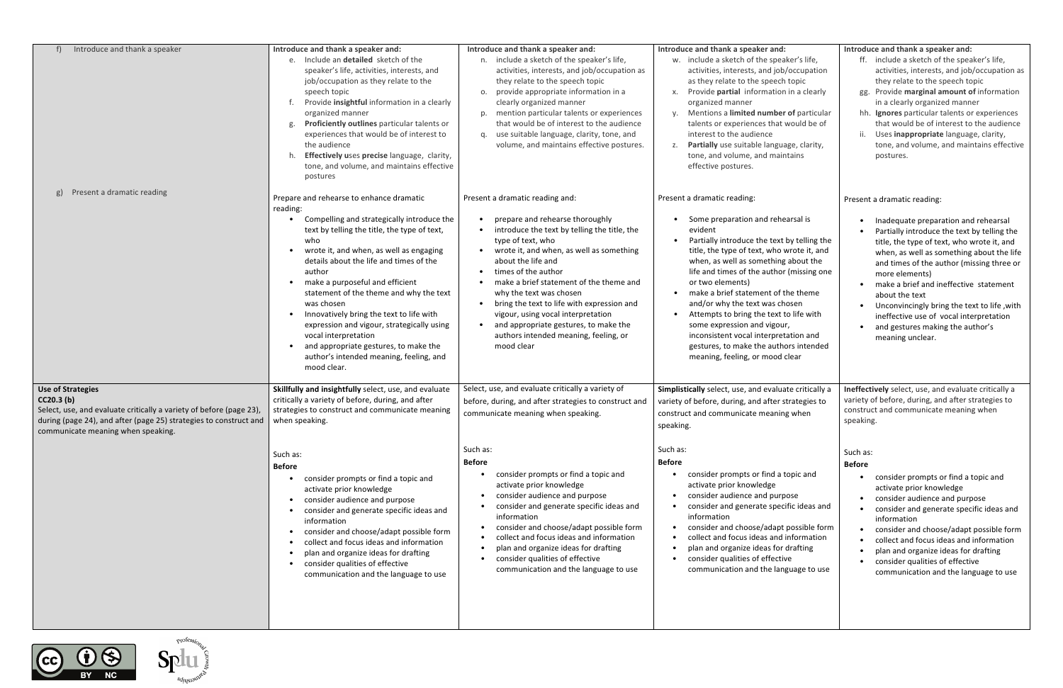| | | | | |
|---|---|---|---|---|
| f) Introduce and thank a speaker | **Introduce and thank a speaker and:**<br>e. Include an **detailed** sketch of the speaker's life, activities, interests, and job/occupation as they relate to the speech topic<br>f. Provide **insightful** information in a clearly organized manner<br>g. **Proficiently outlines** particular talents or experiences that would be of interest to the audience<br>h. **Effectively u**ses **precise** language, clarity, tone, and volume, and maintains effective postures | **Introduce and thank a speaker and:**<br>n. include a sketch of the speaker's life, activities, interests, and job/occupation as they relate to the speech topic<br>o. provide appropriate information in a clearly organized manner<br>p. mention particular talents or experiences that would be of interest to the audience<br>q. use suitable language, clarity, tone, and volume, and maintains effective postures. | **Introduce and thank a speaker and:**<br>w. include a sketch of the speaker's life, activities, interests, and job/occupation as they relate to the speech topic<br>x. Provide **partial** information in a clearly organized manner<br>y. Mentions a **limited number of** particular talents or experiences that would be of interest to the audience<br>z. **Partially** use suitable language, clarity, tone, and volume, and maintains effective postures. | **Introduce and thank a speaker and:**<br>ff. include a sketch of the speaker's life, activities, interests, and job/occupation as they relate to the speech topic<br>gg. Provide **marginal amount of** information in a clearly organized manner<br>hh. **Ignores** particular talents or experiences that would be of interest to the audience<br>ii. Uses **inappropriate** language, clarity, tone, and volume, and maintains effective postures. |
| g) Present a dramatic reading | Prepare and rehearse to enhance dramatic reading:<br>• Compelling and strategically introduce the text by telling the title, the type of text, who<br>• wrote it, and when, as well as engaging details about the life and times of the author<br>• make a purposeful and efficient statement of the theme and why the text was chosen<br>• Innovatively bring the text to life with expression and vigour, strategically using vocal interpretation<br>• and appropriate gestures, to make the author's intended meaning, feeling, and mood clear. | Present a dramatic reading and:<br>• prepare and rehearse thoroughly<br>• introduce the text by telling the title, the type of text, who<br>• wrote it, and when, as well as something about the life and<br>• times of the author<br>• make a brief statement of the theme and why the text was chosen<br>• bring the text to life with expression and vigour, using vocal interpretation<br>• and appropriate gestures, to make the authors intended meaning, feeling, or mood clear | Present a dramatic reading:<br>• Some preparation and rehearsal is evident<br>• Partially introduce the text by telling the title, the type of text, who wrote it, and when, as well as something about the life and times of the author (missing one or two elements)<br>• make a brief statement of the theme and/or why the text was chosen<br>• Attempts to bring the text to life with some expression and vigour, inconsistent vocal interpretation and gestures, to make the authors intended meaning, feeling, or mood clear | Present a dramatic reading:<br>• Inadequate preparation and rehearsal<br>• Partially introduce the text by telling the title, the type of text, who wrote it, and when, as well as something about the life and times of the author (missing three or more elements)<br>• make a brief and ineffective statement about the text<br>• Unconvincingly bring the text to life ,with ineffective use of vocal interpretation<br>• and gestures making the author's meaning unclear. |
| **Use of Strategies**<br>**CC20.3 (b)**<br>Select, use, and evaluate critically a variety of before (page 23), during (page 24), and after (page 25) strategies to construct and communicate meaning when speaking. | **Skillfully and insightfully** select, use, and evaluate critically a variety of before, during, and after strategies to construct and communicate meaning when speaking. | Select, use, and evaluate critically a variety of before, during, and after strategies to construct and communicate meaning when speaking. | **Simplistically** select, use, and evaluate critically a variety of before, during, and after strategies to construct and communicate meaning when speaking. | **Ineffectively** select, use, and evaluate critically a variety of before, during, and after strategies to construct and communicate meaning when speaking. |
| | Such as:<br>**Before**<br>• consider prompts or find a topic and activate prior knowledge<br>• consider audience and purpose<br>• consider and generate specific ideas and information<br>• consider and choose/adapt possible form<br>• collect and focus ideas and information<br>• plan and organize ideas for drafting<br>• consider qualities of effective communication and the language to use | Such as:<br>**Before**<br>• consider prompts or find a topic and activate prior knowledge<br>• consider audience and purpose<br>• consider and generate specific ideas and information<br>• consider and choose/adapt possible form<br>• collect and focus ideas and information<br>• plan and organize ideas for drafting<br>• consider qualities of effective communication and the language to use | Such as:<br>**Before**<br>• consider prompts or find a topic and activate prior knowledge<br>• consider audience and purpose<br>• consider and generate specific ideas and information<br>• consider and choose/adapt possible form<br>• collect and focus ideas and information<br>• plan and organize ideas for drafting<br>• consider qualities of effective communication and the language to use | Such as:<br>**Before**<br>• consider prompts or find a topic and activate prior knowledge<br>• consider audience and purpose<br>• consider and generate specific ideas and information<br>• consider and choose/adapt possible form<br>• collect and focus ideas and information<br>• plan and organize ideas for drafting<br>• consider qualities of effective communication and the language to use |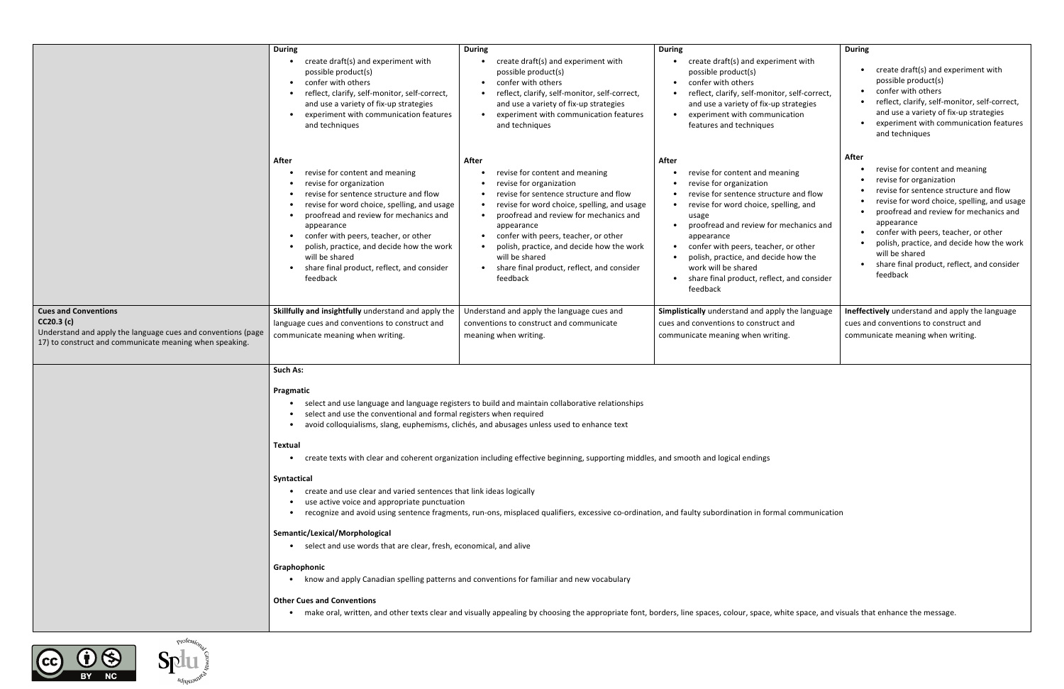| | | | | |
|---|---|---|---|---|
| | **During**<br>• create draft(s) and experiment with possible product(s)<br>• confer with others<br>• reflect, clarify, self-monitor, self-correct, and use a variety of fix-up strategies<br>• experiment with communication features and techniques<br><br>**After**<br>• revise for content and meaning<br>• revise for organization<br>• revise for sentence structure and flow<br>• revise for word choice, spelling, and usage<br>• proofread and review for mechanics and appearance<br>• confer with peers, teacher, or other<br>• polish, practice, and decide how the work will be shared<br>• share final product, reflect, and consider feedback | **During**<br>• create draft(s) and experiment with possible product(s)<br>• confer with others<br>• reflect, clarify, self-monitor, self-correct, and use a variety of fix-up strategies<br>• experiment with communication features and techniques<br><br>**After**<br>• revise for content and meaning<br>• revise for organization<br>• revise for sentence structure and flow<br>• revise for word choice, spelling, and usage<br>• proofread and review for mechanics and appearance<br>• confer with peers, teacher, or other<br>• polish, practice, and decide how the work will be shared<br>• share final product, reflect, and consider feedback | **During**<br>• create draft(s) and experiment with possible product(s)<br>• confer with others<br>• reflect, clarify, self-monitor, self-correct, and use a variety of fix-up strategies<br>• experiment with communication features and techniques<br><br>**After**<br>• revise for content and meaning<br>• revise for organization<br>• revise for sentence structure and flow<br>• revise for word choice, spelling, and usage<br>• proofread and review for mechanics and appearance<br>• confer with peers, teacher, or other<br>• polish, practice, and decide how the work will be shared<br>• share final product, reflect, and consider feedback | **During**<br>• create draft(s) and experiment with possible product(s)<br>• confer with others<br>• reflect, clarify, self-monitor, self-correct, and use a variety of fix-up strategies<br>• experiment with communication features and techniques<br><br>**After**<br>• revise for content and meaning<br>• revise for organization<br>• revise for sentence structure and flow<br>• revise for word choice, spelling, and usage<br>• proofread and review for mechanics and appearance<br>• confer with peers, teacher, or other<br>• polish, practice, and decide how the work will be shared<br>• share final product, reflect, and consider feedback |
| **Cues and Conventions**<br>**CC20.3 (c)**<br>Understand and apply the language cues and conventions (page 17) to construct and communicate meaning when speaking. | **Skillfully and insightfully** understand and apply the language cues and conventions to construct and communicate meaning when writing. | Understand and apply the language cues and conventions to construct and communicate meaning when writing. | **Simplistically** understand and apply the language cues and conventions to construct and communicate meaning when writing. | **Ineffectively** understand and apply the language cues and conventions to construct and communicate meaning when writing. |
| | **Such As:**<br><br>**Pragmatic**<br>• select and use language and language registers to build and maintain collaborative relationships<br>• select and use the conventional and formal registers when required<br>• avoid colloquialisms, slang, euphemisms, clichés, and abusages unless used to enhance text<br><br>**Textual**<br>• create texts with clear and coherent organization including effective beginning, supporting middles, and smooth and logical endings<br><br>**Syntactical**<br>• create and use clear and varied sentences that link ideas logically<br>• use active voice and appropriate punctuation<br>• recognize and avoid using sentence fragments, run-ons, misplaced qualifiers, excessive co-ordination, and faulty subordination in formal communication<br><br>**Semantic/Lexical/Morphological**<br>• select and use words that are clear, fresh, economical, and alive<br><br>**Graphophonic**<br>• know and apply Canadian spelling patterns and conventions for familiar and new vocabulary<br><br>**Other Cues and Conventions**<br>• make oral, written, and other texts clear and visually appealing by choosing the appropriate font, borders, line spaces, colour, space, white space, and visuals that enhance the message. | | | |